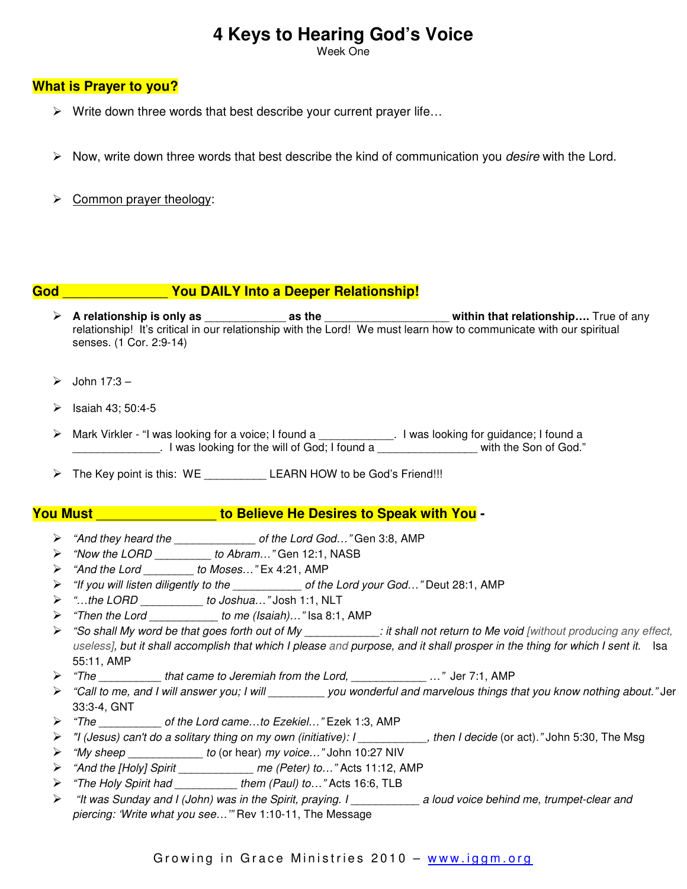# 4 Keys to Hearing God's Voice

Week One

## What is Prayer to you?

- Write down three words that best describe your current prayer life…
- Now, write down three words that best describe the kind of communication you *desire* with the Lord.
- Common prayer theology:

## God ______________ You DAILY Into a Deeper Relationship!

- **A relationship is only as ____________ as the __________________ within that relationship….** True of any relationship! It's critical in our relationship with the Lord! We must learn how to communicate with our spiritual senses. (1 Cor. 2:9-14)
- John 17:3 –
- Isaiah 43; 50:4-5
- Mark Virkler - "I was looking for a voice; I found a ____________. I was looking for guidance; I found a ______________. I was looking for the will of God; I found a ________________ with the Son of God."
- The Key point is this: WE __________ LEARN HOW to be God's Friend!!!

## You Must ________________ to Believe He Desires to Speak with You -

- *"And they heard the _____________ of the Lord God…"* Gen 3:8, AMP
- *"Now the LORD _________ to Abram…"* Gen 12:1, NASB
- *"And the Lord ________ to Moses…"* Ex 4:21, AMP
- *"If you will listen diligently to the ___________ of the Lord your God…"* Deut 28:1, AMP
- *"…the LORD __________ to Joshua…"* Josh 1:1, NLT
- *"Then the Lord ___________ to me (Isaiah)…"* Isa 8:1, AMP
- *"So shall My word be that goes forth out of My ____________: it shall not return to Me void [without producing any effect, useless], but it shall accomplish that which I please and purpose, and it shall prosper in the thing for which I sent it.* Isa 55:11, AMP
- *"The __________ that came to Jeremiah from the Lord, ____________ …"* Jer 7:1, AMP
- *"Call to me, and I will answer you; I will _________ you wonderful and marvelous things that you know nothing about."* Jer 33:3-4, GNT
- *"The __________ of the Lord came…to Ezekiel…"* Ezek 1:3, AMP
- *"I (Jesus) can't do a solitary thing on my own (initiative): I ___________, then I decide* (or act)*."* John 5:30, The Msg
- *"My sheep ____________ to* (or hear) *my voice…"* John 10:27 NIV
- *"And the [Holy] Spirit ____________ me (Peter) to…"* Acts 11:12, AMP
- *"The Holy Spirit had __________ them (Paul) to…"* Acts 16:6, TLB
- *"It was Sunday and I (John) was in the Spirit, praying. I ___________ a loud voice behind me, trumpet-clear and piercing: 'Write what you see…'"* Rev 1:10-11, The Message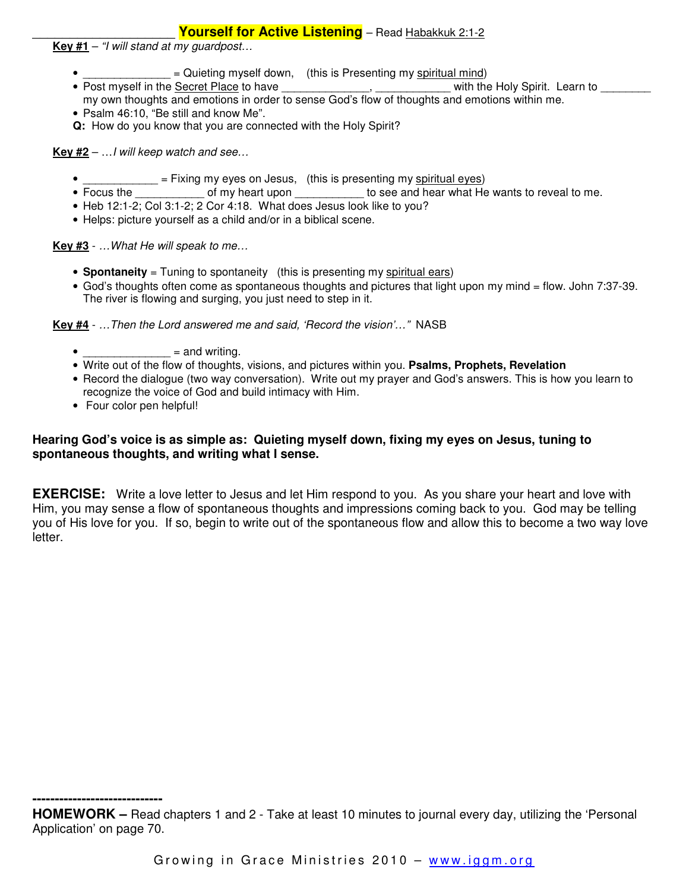______________________ **Yourself for Active Listening** – Read Habakkuk 2:1-2

**Key #1** – *"I will stand at my guardpost…*

- ______________ = Quieting myself down, (this is Presenting my spiritual mind)
- Post myself in the Secret Place to have ______________, ____________ with the Holy Spirit. Learn to ________ my own thoughts and emotions in order to sense God's flow of thoughts and emotions within me.
- Psalm 46:10, "Be still and know Me".

**Q:** How do you know that you are connected with the Holy Spirit?

**Key #2** – *…I will keep watch and see…*

- ____________ = Fixing my eyes on Jesus, (this is presenting my spiritual eyes)
- Focus the ___________ of my heart upon ___________ to see and hear what He wants to reveal to me.
- Heb 12:1-2; Col 3:1-2; 2 Cor 4:18. What does Jesus look like to you?
- Helps: picture yourself as a child and/or in a biblical scene.

**Key #3** - *…What He will speak to me…*

- **Spontaneity** = Tuning to spontaneity (this is presenting my spiritual ears)
- God's thoughts often come as spontaneous thoughts and pictures that light upon my mind = flow. John 7:37-39. The river is flowing and surging, you just need to step in it.

**Key #4** - *…Then the Lord answered me and said, 'Record the vision'…"* NASB

- ______________ = and writing.
- Write out of the flow of thoughts, visions, and pictures within you. **Psalms, Prophets, Revelation**
- Record the dialogue (two way conversation). Write out my prayer and God's answers. This is how you learn to recognize the voice of God and build intimacy with Him.
- Four color pen helpful!

**Hearing God's voice is as simple as: Quieting myself down, fixing my eyes on Jesus, tuning to spontaneous thoughts, and writing what I sense.**

**EXERCISE:** Write a love letter to Jesus and let Him respond to you. As you share your heart and love with Him, you may sense a flow of spontaneous thoughts and impressions coming back to you. God may be telling you of His love for you. If so, begin to write out of the spontaneous flow and allow this to become a two way love letter.

-----------------------------

**HOMEWORK –** Read chapters 1 and 2 - Take at least 10 minutes to journal every day, utilizing the 'Personal Application' on page 70.

Growing in Grace Ministries 2010 – www.iggm.org